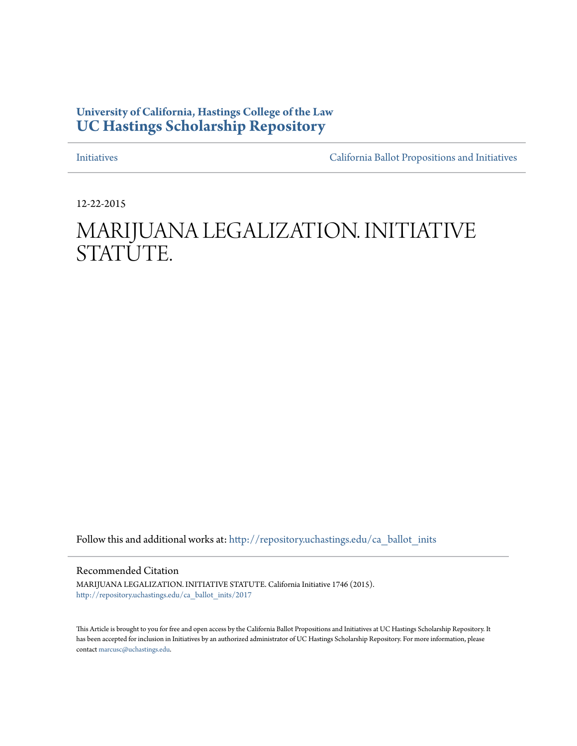**University of California, Hastings College of the Law**
**UC Hastings Scholarship Repository**

Initiatives | California Ballot Propositions and Initiatives

12-22-2015

# MARIJUANA LEGALIZATION. INITIATIVE STATUTE.

Follow this and additional works at: http://repository.uchastings.edu/ca_ballot_inits

## Recommended Citation

MARIJUANA LEGALIZATION. INITIATIVE STATUTE. California Initiative 1746 (2015).
http://repository.uchastings.edu/ca_ballot_inits/2017

This Article is brought to you for free and open access by the California Ballot Propositions and Initiatives at UC Hastings Scholarship Repository. It has been accepted for inclusion in Initiatives by an authorized administrator of UC Hastings Scholarship Repository. For more information, please contact marcusc@uchastings.edu.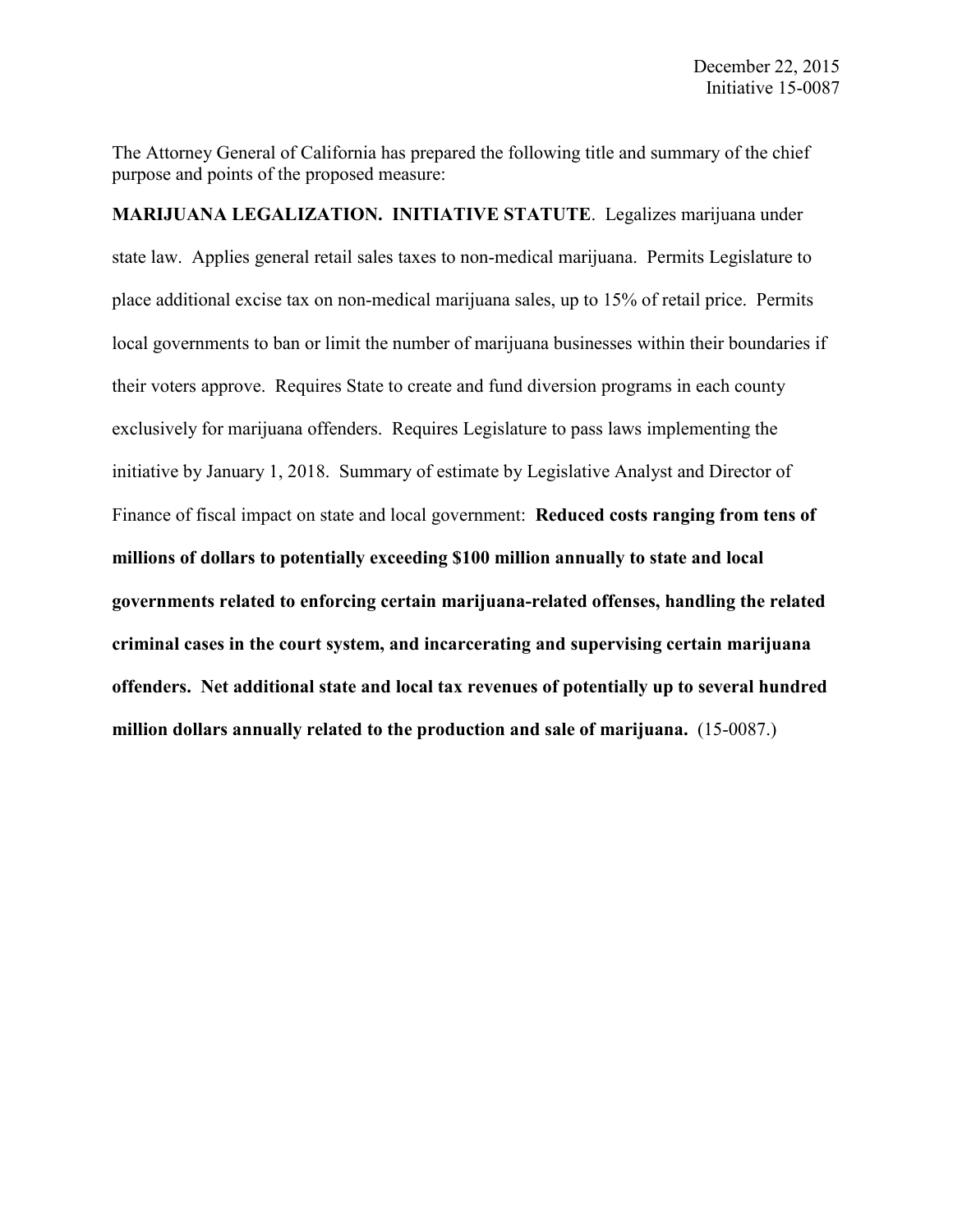December 22, 2015
Initiative 15-0087

The Attorney General of California has prepared the following title and summary of the chief purpose and points of the proposed measure:

**MARIJUANA LEGALIZATION. INITIATIVE STATUTE**. Legalizes marijuana under state law. Applies general retail sales taxes to non-medical marijuana. Permits Legislature to place additional excise tax on non-medical marijuana sales, up to 15% of retail price. Permits local governments to ban or limit the number of marijuana businesses within their boundaries if their voters approve. Requires State to create and fund diversion programs in each county exclusively for marijuana offenders. Requires Legislature to pass laws implementing the initiative by January 1, 2018. Summary of estimate by Legislative Analyst and Director of Finance of fiscal impact on state and local government: **Reduced costs ranging from tens of millions of dollars to potentially exceeding $100 million annually to state and local governments related to enforcing certain marijuana-related offenses, handling the related criminal cases in the court system, and incarcerating and supervising certain marijuana offenders. Net additional state and local tax revenues of potentially up to several hundred million dollars annually related to the production and sale of marijuana.** (15-0087.)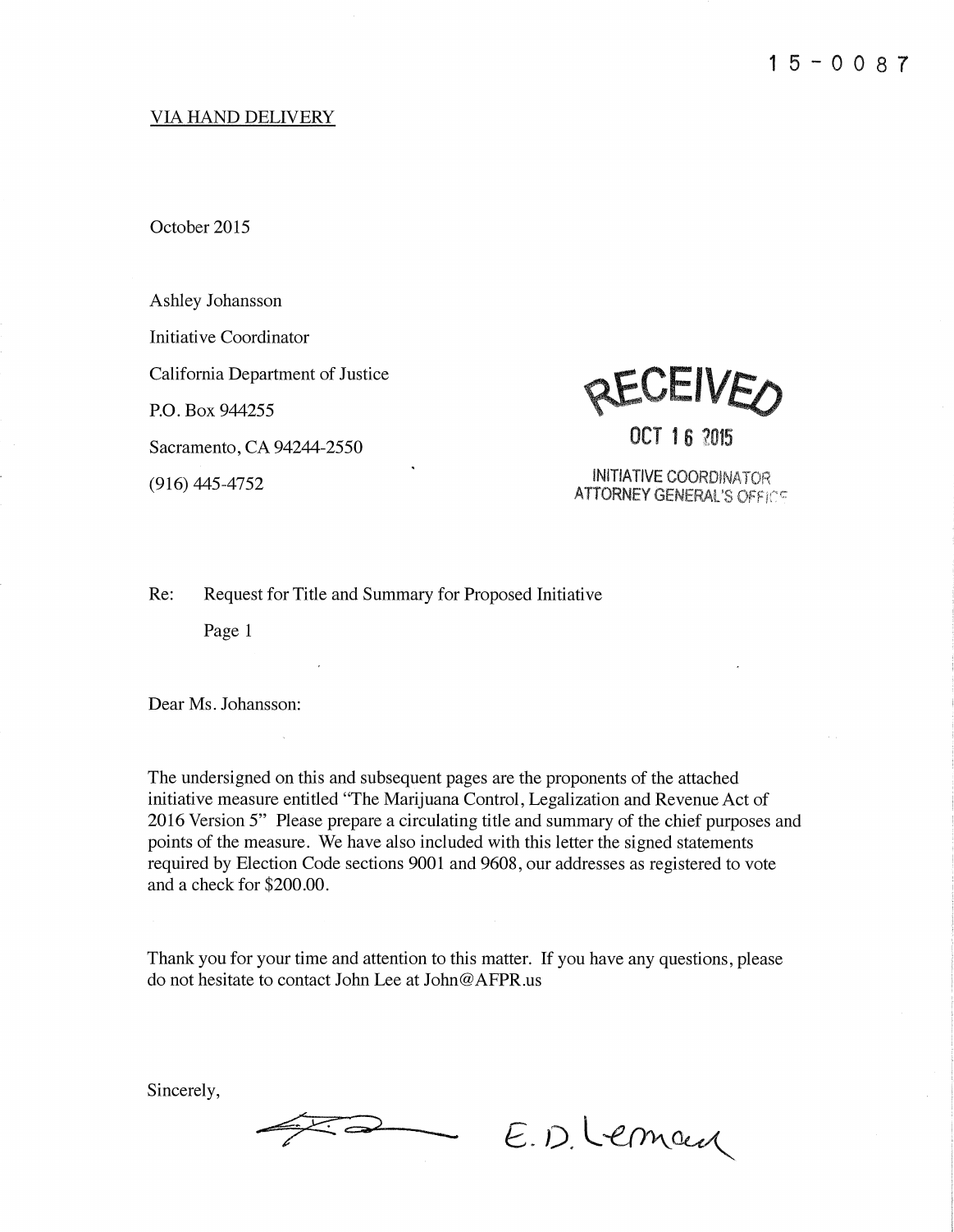15-0087

VIA HAND DELIVERY

October 2015

Ashley Johansson

Initiative Coordinator

California Department of Justice

P.O. Box 944255

Sacramento, CA 94244-2550

(916) 445-4752

RECEIVED

OCT 16 2015

INITIATIVE COORDINATOR
ATTORNEY GENERAL'S OFFICE

Re: Request for Title and Summary for Proposed Initiative

Page 1

Dear Ms. Johansson:

The undersigned on this and subsequent pages are the proponents of the attached initiative measure entitled "The Marijuana Control, Legalization and Revenue Act of 2016 Version 5" Please prepare a circulating title and summary of the chief purposes and points of the measure. We have also included with this letter the signed statements required by Election Code sections 9001 and 9608, our addresses as registered to vote and a check for $200.00.

Thank you for your time and attention to this matter. If you have any questions, please do not hesitate to contact John Lee at John@AFPR.us

Sincerely,

E.D. Lemon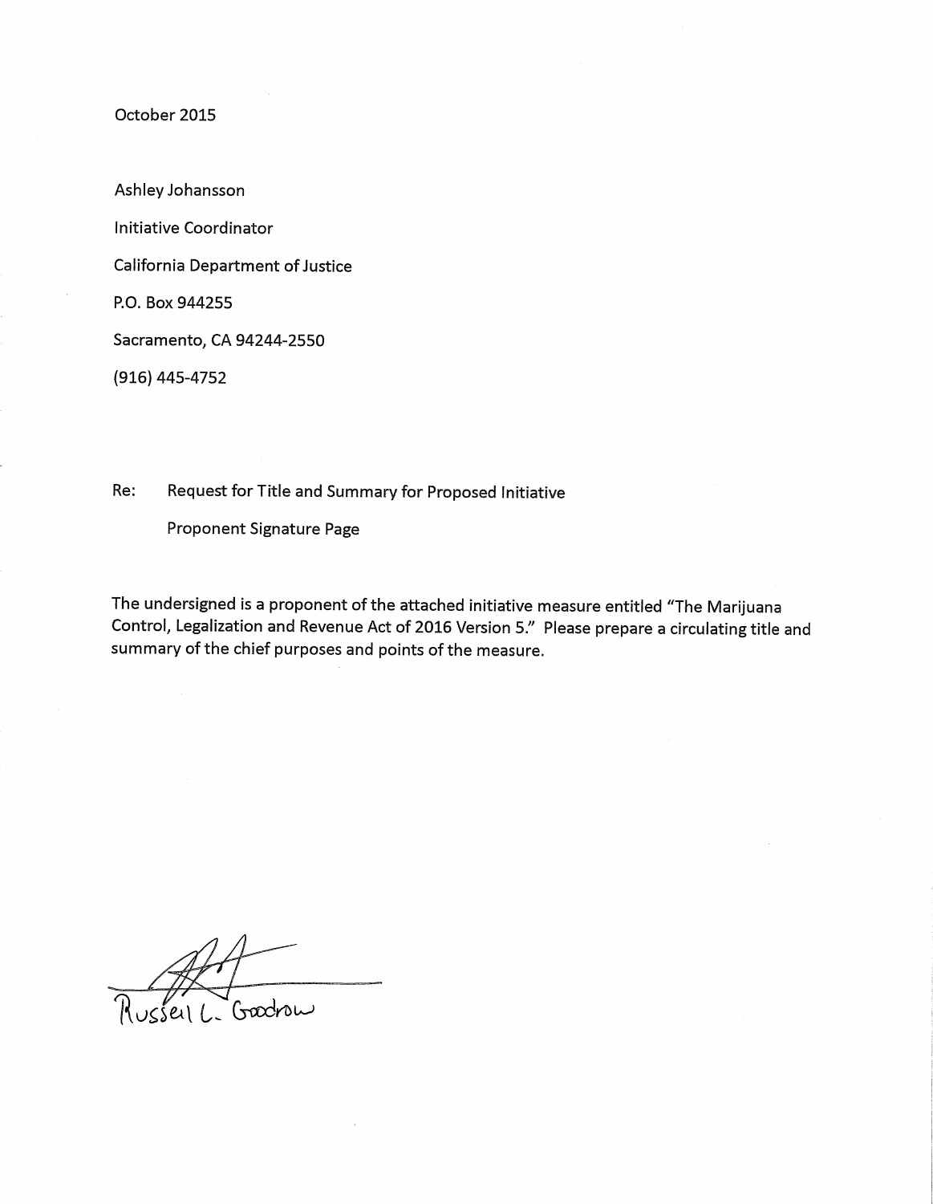October 2015

Ashley Johansson

Initiative Coordinator

California Department of Justice

P.O. Box 944255

Sacramento, CA 94244-2550

(916) 445-4752

Re: Request for Title and Summary for Proposed Initiative

Proponent Signature Page

The undersigned is a proponent of the attached initiative measure entitled "The Marijuana Control, Legalization and Revenue Act of 2016 Version 5." Please prepare a circulating title and summary of the chief purposes and points of the measure.

Russell L. Goodrow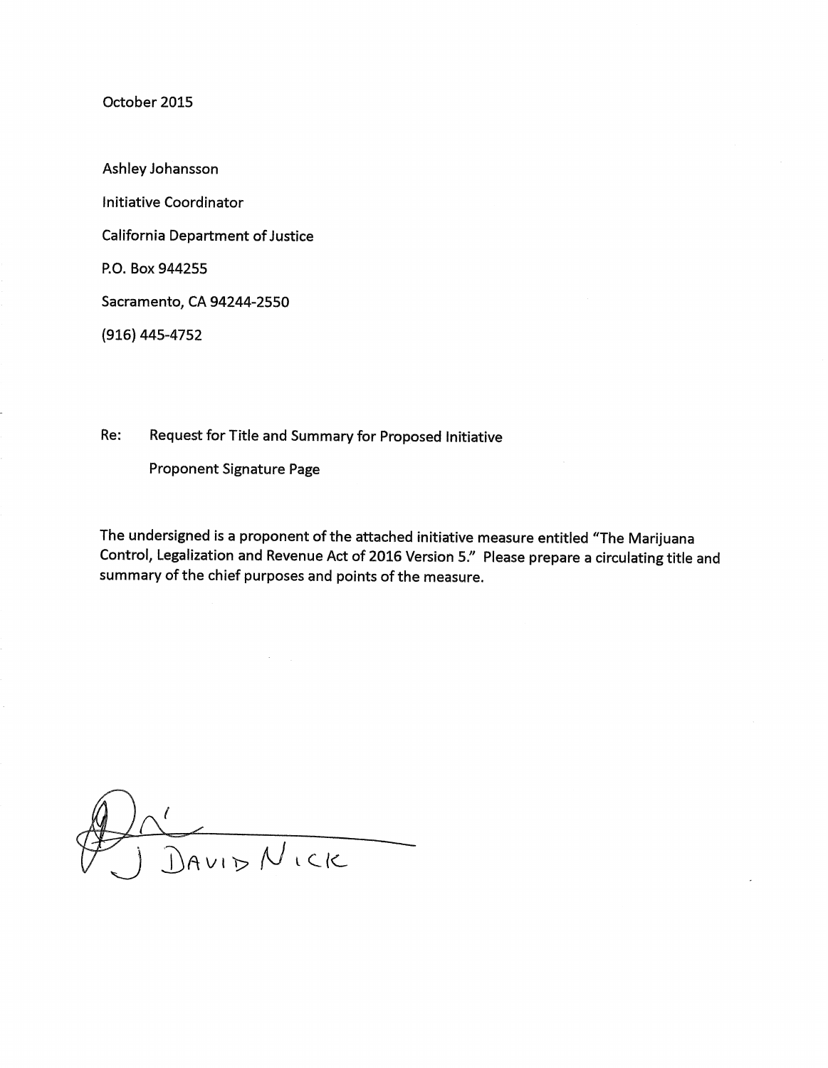October 2015

Ashley Johansson

Initiative Coordinator

California Department of Justice

P.O. Box 944255

Sacramento, CA 94244-2550

(916) 445-4752

Re: Request for Title and Summary for Proposed Initiative

Proponent Signature Page

The undersigned is a proponent of the attached initiative measure entitled "The Marijuana Control, Legalization and Revenue Act of 2016 Version 5." Please prepare a circulating title and summary of the chief purposes and points of the measure.

J DAVID NICK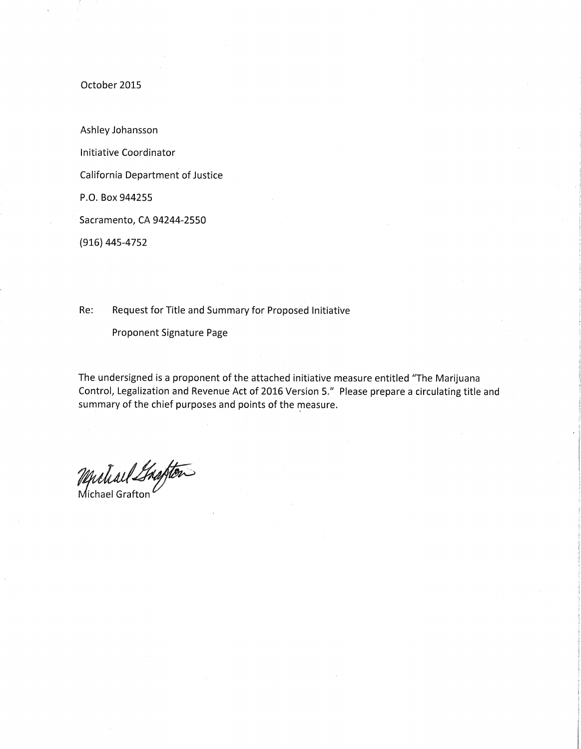October 2015

Ashley Johansson

Initiative Coordinator

California Department of Justice

P.O. Box 944255

Sacramento, CA 94244-2550

(916) 445-4752

Re: Request for Title and Summary for Proposed Initiative

Proponent Signature Page

The undersigned is a proponent of the attached initiative measure entitled "The Marijuana Control, Legalization and Revenue Act of 2016 Version 5." Please prepare a circulating title and summary of the chief purposes and points of the measure.

Michael Grafton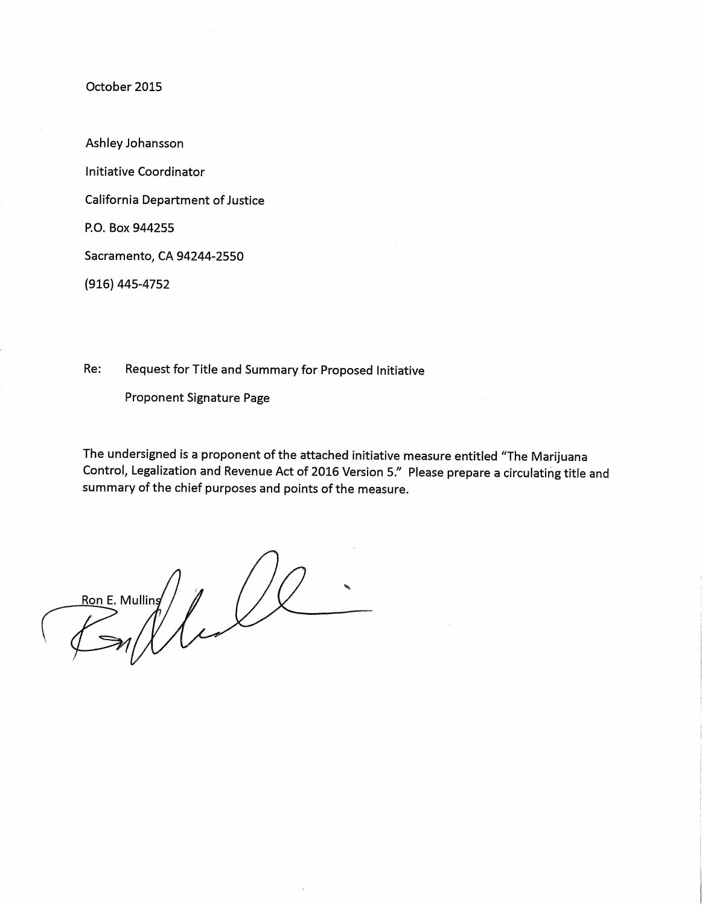October 2015

Ashley Johansson

Initiative Coordinator

California Department of Justice

P.O. Box 944255

Sacramento, CA 94244-2550

(916) 445-4752

Re: Request for Title and Summary for Proposed Initiative

Proponent Signature Page

The undersigned is a proponent of the attached initiative measure entitled "The Marijuana Control, Legalization and Revenue Act of 2016 Version 5." Please prepare a circulating title and summary of the chief purposes and points of the measure.

Ron E. Mullins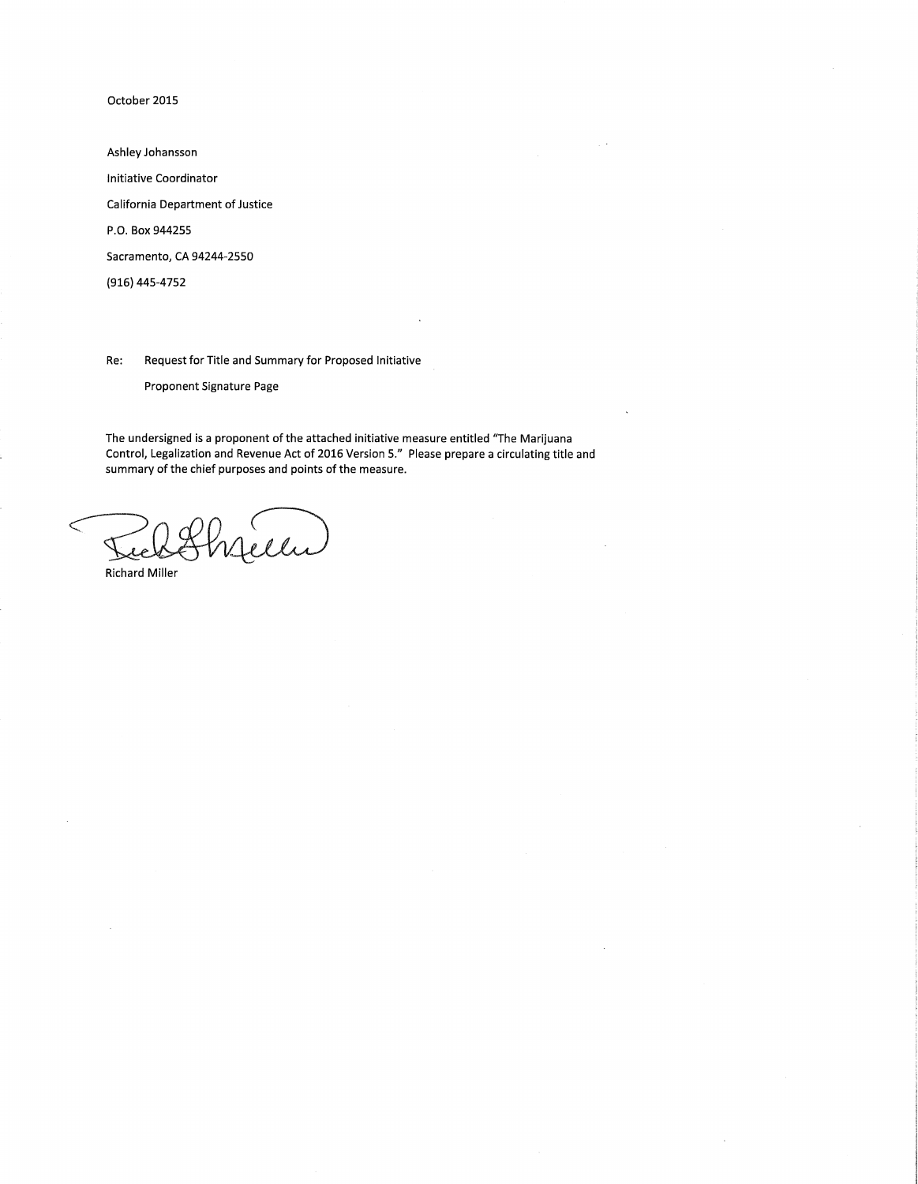October 2015

Ashley Johansson

Initiative Coordinator

California Department of Justice

P.O. Box 944255

Sacramento, CA 94244-2550

(916) 445-4752

Re: Request for Title and Summary for Proposed Initiative

Proponent Signature Page

The undersigned is a proponent of the attached initiative measure entitled "The Marijuana Control, Legalization and Revenue Act of 2016 Version 5." Please prepare a circulating title and summary of the chief purposes and points of the measure.

Richard Miller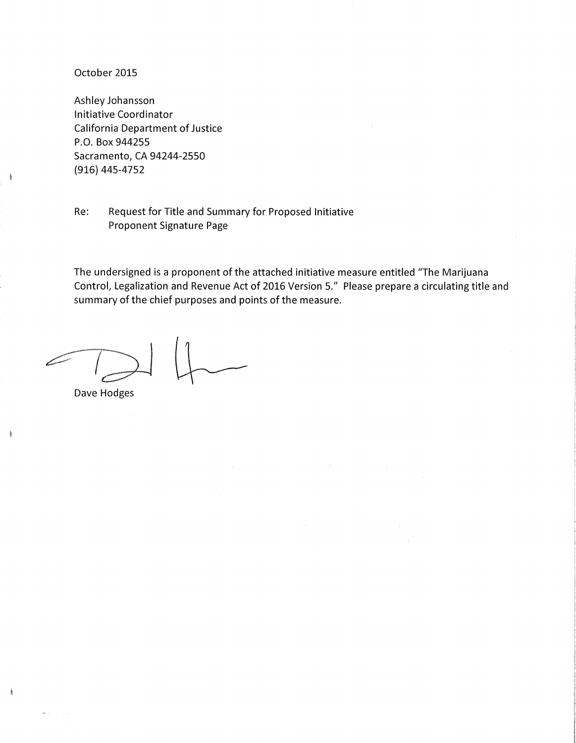October 2015

Ashley Johansson
Initiative Coordinator
California Department of Justice
P.O. Box 944255
Sacramento, CA 94244-2550
(916) 445-4752

Re: Request for Title and Summary for Proposed Initiative
Proponent Signature Page

The undersigned is a proponent of the attached initiative measure entitled "The Marijuana Control, Legalization and Revenue Act of 2016 Version 5." Please prepare a circulating title and summary of the chief purposes and points of the measure.

Dave Hodges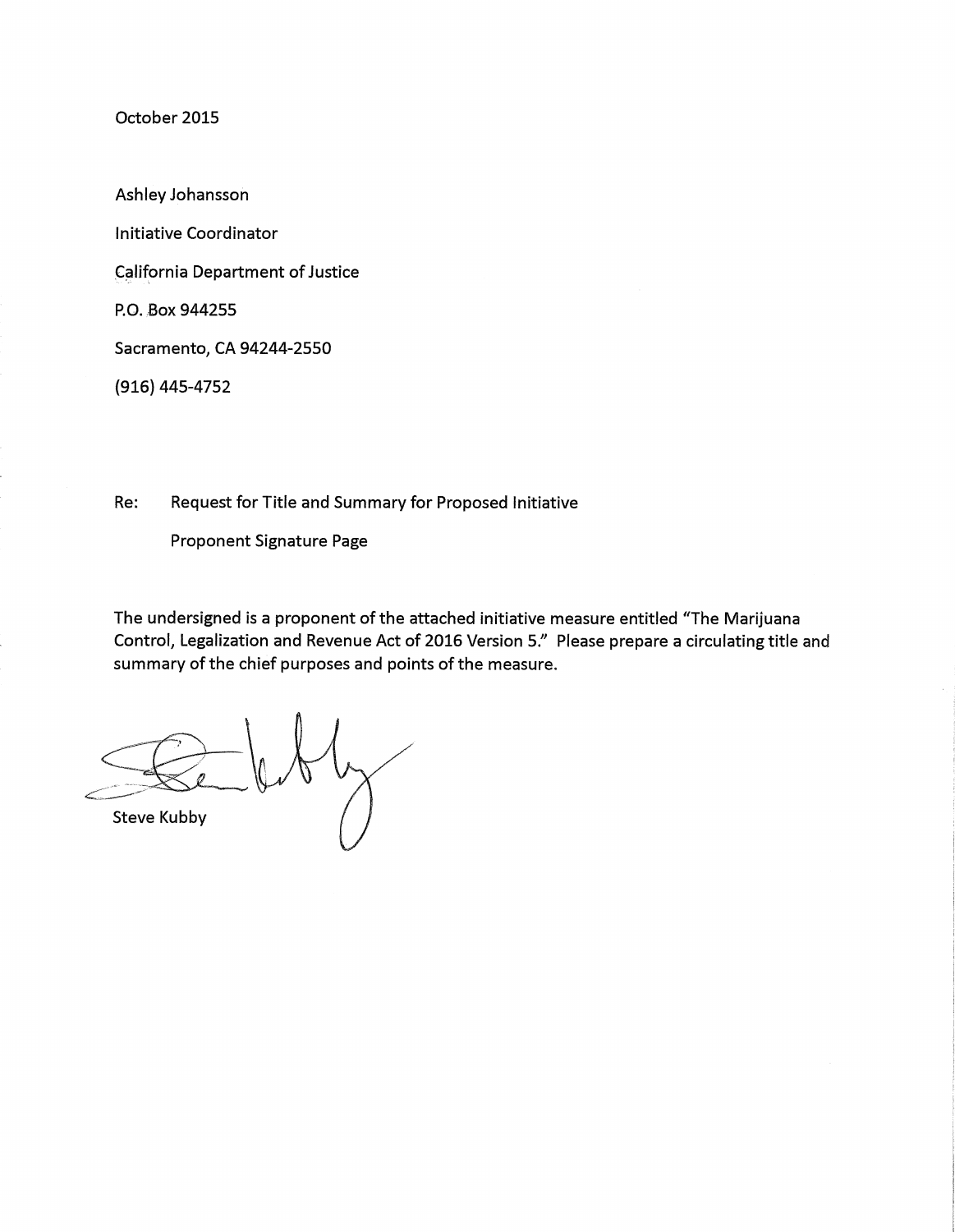October 2015

Ashley Johansson

Initiative Coordinator

California Department of Justice

P.O. Box 944255

Sacramento, CA 94244-2550

(916) 445-4752

Re: Request for Title and Summary for Proposed Initiative

Proponent Signature Page

The undersigned is a proponent of the attached initiative measure entitled "The Marijuana Control, Legalization and Revenue Act of 2016 Version 5." Please prepare a circulating title and summary of the chief purposes and points of the measure.

Steve Kubby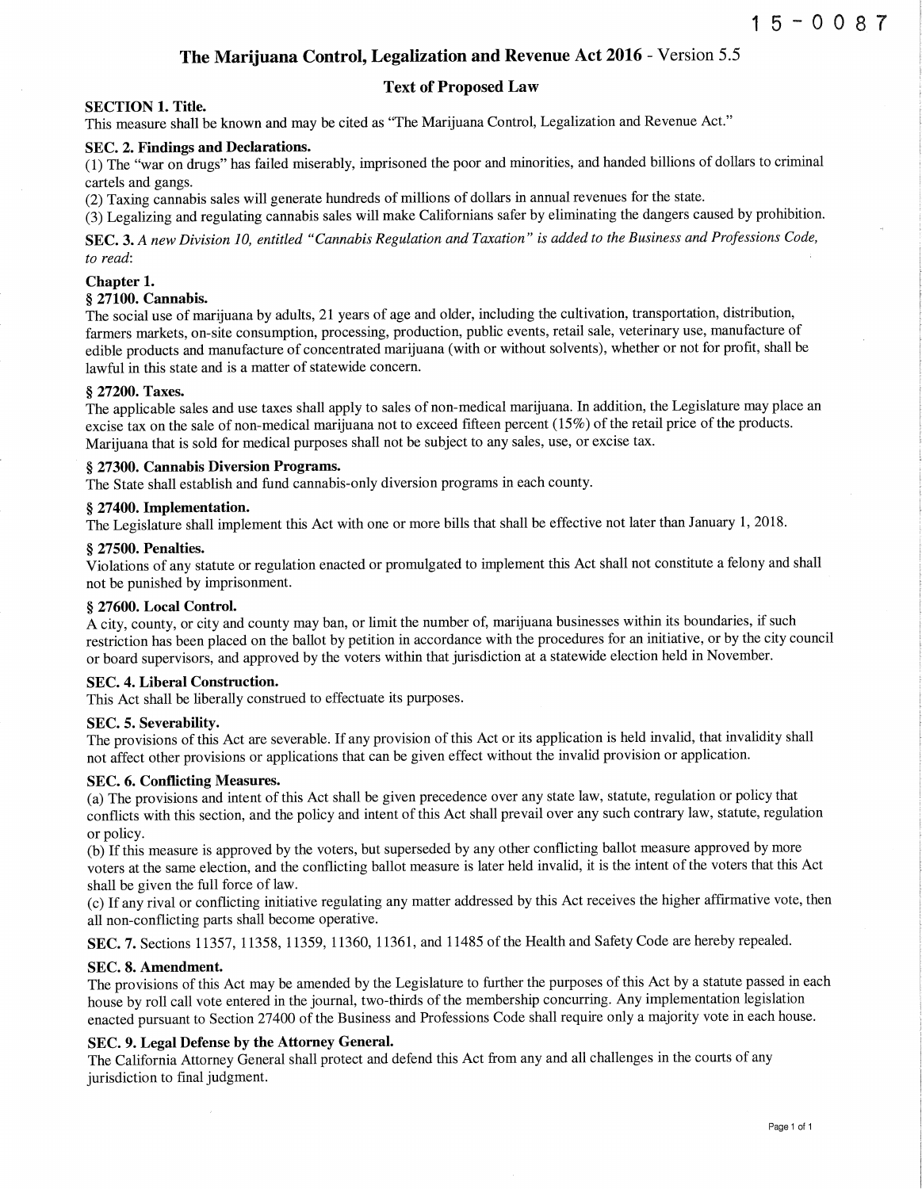15-0087

# The Marijuana Control, Legalization and Revenue Act 2016 - Version 5.5

## Text of Proposed Law

**SECTION 1. Title.**
This measure shall be known and may be cited as "The Marijuana Control, Legalization and Revenue Act."

**SEC. 2. Findings and Declarations.**
(1) The "war on drugs" has failed miserably, imprisoned the poor and minorities, and handed billions of dollars to criminal cartels and gangs.
(2) Taxing cannabis sales will generate hundreds of millions of dollars in annual revenues for the state.
(3) Legalizing and regulating cannabis sales will make Californians safer by eliminating the dangers caused by prohibition.

**SEC. 3.** *A new Division 10, entitled "Cannabis Regulation and Taxation" is added to the Business and Professions Code, to read:*

**Chapter 1.**
**§ 27100. Cannabis.**
The social use of marijuana by adults, 21 years of age and older, including the cultivation, transportation, distribution, farmers markets, on-site consumption, processing, production, public events, retail sale, veterinary use, manufacture of edible products and manufacture of concentrated marijuana (with or without solvents), whether or not for profit, shall be lawful in this state and is a matter of statewide concern.

**§ 27200. Taxes.**
The applicable sales and use taxes shall apply to sales of non-medical marijuana. In addition, the Legislature may place an excise tax on the sale of non-medical marijuana not to exceed fifteen percent (15%) of the retail price of the products. Marijuana that is sold for medical purposes shall not be subject to any sales, use, or excise tax.

**§ 27300. Cannabis Diversion Programs.**
The State shall establish and fund cannabis-only diversion programs in each county.

**§ 27400. Implementation.**
The Legislature shall implement this Act with one or more bills that shall be effective not later than January 1, 2018.

**§ 27500. Penalties.**
Violations of any statute or regulation enacted or promulgated to implement this Act shall not constitute a felony and shall not be punished by imprisonment.

**§ 27600. Local Control.**
A city, county, or city and county may ban, or limit the number of, marijuana businesses within its boundaries, if such restriction has been placed on the ballot by petition in accordance with the procedures for an initiative, or by the city council or board supervisors, and approved by the voters within that jurisdiction at a statewide election held in November.

**SEC. 4. Liberal Construction.**
This Act shall be liberally construed to effectuate its purposes.

**SEC. 5. Severability.**
The provisions of this Act are severable. If any provision of this Act or its application is held invalid, that invalidity shall not affect other provisions or applications that can be given effect without the invalid provision or application.

**SEC. 6. Conflicting Measures.**
(a) The provisions and intent of this Act shall be given precedence over any state law, statute, regulation or policy that conflicts with this section, and the policy and intent of this Act shall prevail over any such contrary law, statute, regulation or policy.
(b) If this measure is approved by the voters, but superseded by any other conflicting ballot measure approved by more voters at the same election, and the conflicting ballot measure is later held invalid, it is the intent of the voters that this Act shall be given the full force of law.
(c) If any rival or conflicting initiative regulating any matter addressed by this Act receives the higher affirmative vote, then all non-conflicting parts shall become operative.

**SEC. 7.** Sections 11357, 11358, 11359, 11360, 11361, and 11485 of the Health and Safety Code are hereby repealed.

**SEC. 8. Amendment.**
The provisions of this Act may be amended by the Legislature to further the purposes of this Act by a statute passed in each house by roll call vote entered in the journal, two-thirds of the membership concurring. Any implementation legislation enacted pursuant to Section 27400 of the Business and Professions Code shall require only a majority vote in each house.

**SEC. 9. Legal Defense by the Attorney General.**
The California Attorney General shall protect and defend this Act from any and all challenges in the courts of any jurisdiction to final judgment.